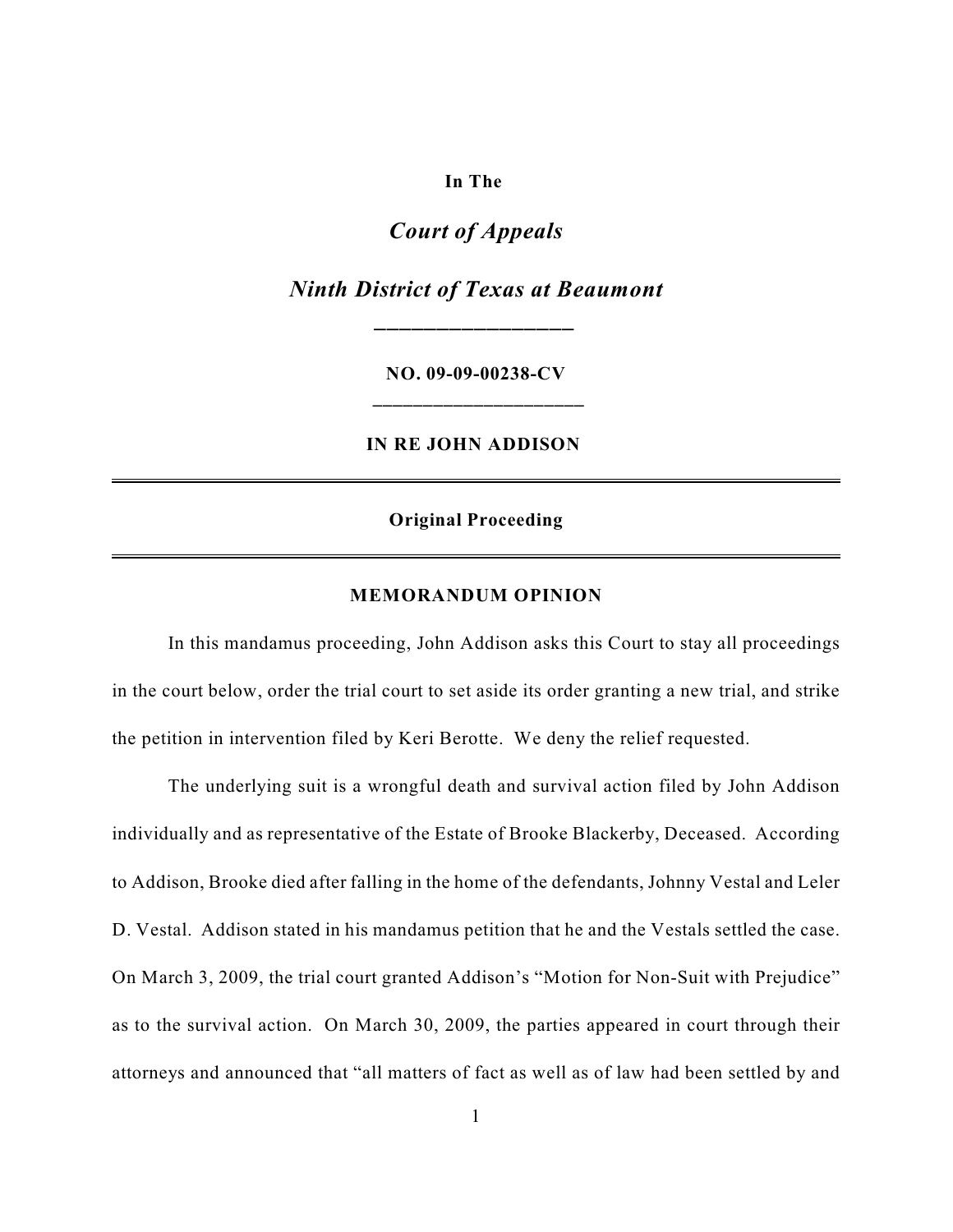In The

*Court of Appeals*

*Ninth District of Texas at Beaumont*

---

**NO. 09-09-00238-CV**

---

**IN RE JOHN ADDISON**

---

**Original Proceeding**

---

**MEMORANDUM OPINION**

In this mandamus proceeding, John Addison asks this Court to stay all proceedings in the court below, order the trial court to set aside its order granting a new trial, and strike the petition in intervention filed by Keri Berotte. We deny the relief requested.

The underlying suit is a wrongful death and survival action filed by John Addison individually and as representative of the Estate of Brooke Blackerby, Deceased. According to Addison, Brooke died after falling in the home of the defendants, Johnny Vestal and Leler D. Vestal. Addison stated in his mandamus petition that he and the Vestals settled the case. On March 3, 2009, the trial court granted Addison's "Motion for Non-Suit with Prejudice" as to the survival action. On March 30, 2009, the parties appeared in court through their attorneys and announced that "all matters of fact as well as of law had been settled by and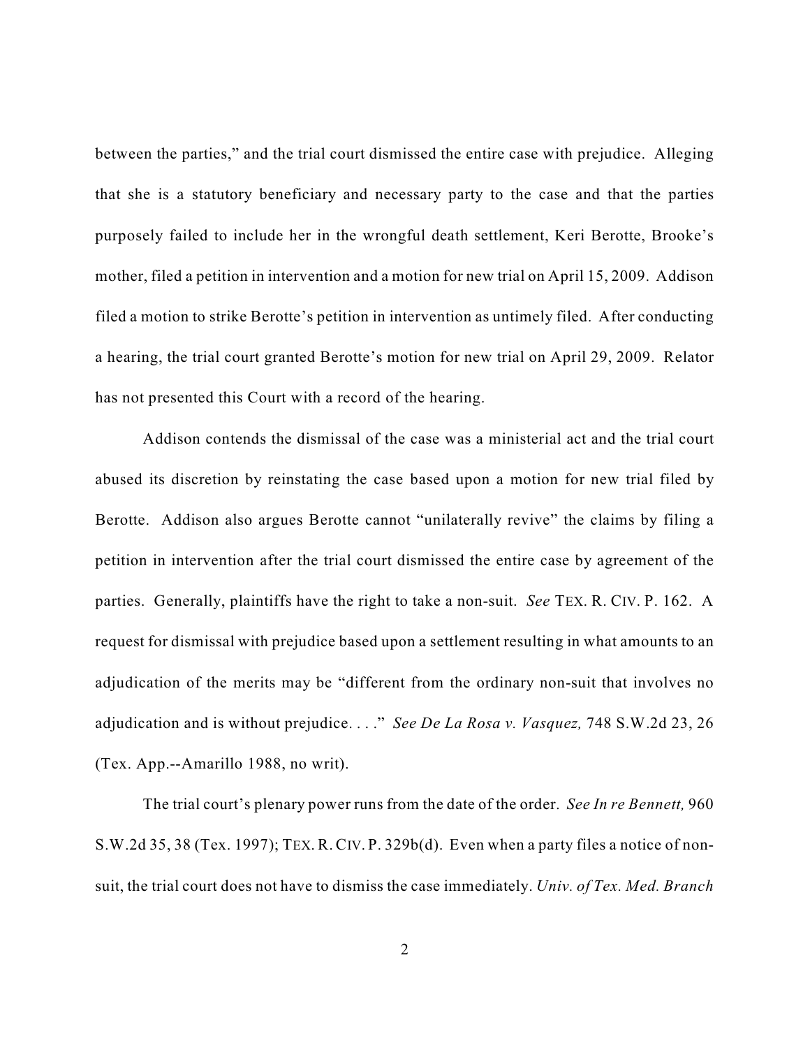between the parties," and the trial court dismissed the entire case with prejudice. Alleging that she is a statutory beneficiary and necessary party to the case and that the parties purposely failed to include her in the wrongful death settlement, Keri Berotte, Brooke's mother, filed a petition in intervention and a motion for new trial on April 15, 2009. Addison filed a motion to strike Berotte's petition in intervention as untimely filed. After conducting a hearing, the trial court granted Berotte's motion for new trial on April 29, 2009. Relator has not presented this Court with a record of the hearing.

Addison contends the dismissal of the case was a ministerial act and the trial court abused its discretion by reinstating the case based upon a motion for new trial filed by Berotte. Addison also argues Berotte cannot "unilaterally revive" the claims by filing a petition in intervention after the trial court dismissed the entire case by agreement of the parties. Generally, plaintiffs have the right to take a non-suit. *See* TEX. R. CIV. P. 162. A request for dismissal with prejudice based upon a settlement resulting in what amounts to an adjudication of the merits may be "different from the ordinary non-suit that involves no adjudication and is without prejudice. . . ." *See De La Rosa v. Vasquez,* 748 S.W.2d 23, 26 (Tex. App.--Amarillo 1988, no writ).

The trial court's plenary power runs from the date of the order. *See In re Bennett,* 960 S.W.2d 35, 38 (Tex. 1997); TEX. R. CIV. P. 329b(d). Even when a party files a notice of non-suit, the trial court does not have to dismiss the case immediately. *Univ. of Tex. Med. Branch*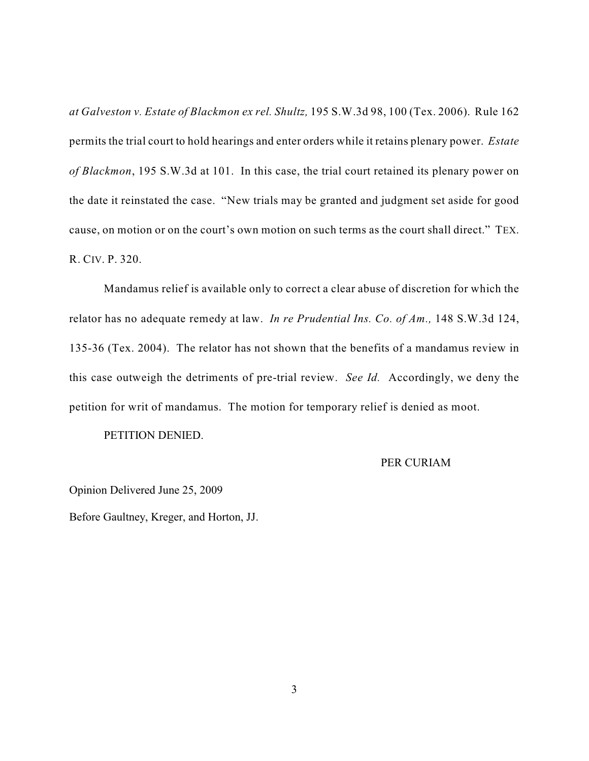*at Galveston v. Estate of Blackmon ex rel. Shultz,* 195 S.W.3d 98, 100 (Tex. 2006). Rule 162 permits the trial court to hold hearings and enter orders while it retains plenary power. *Estate of Blackmon*, 195 S.W.3d at 101. In this case, the trial court retained its plenary power on the date it reinstated the case. "New trials may be granted and judgment set aside for good cause, on motion or on the court's own motion on such terms as the court shall direct." TEX. R. CIV. P. 320.

Mandamus relief is available only to correct a clear abuse of discretion for which the relator has no adequate remedy at law. *In re Prudential Ins. Co. of Am.,* 148 S.W.3d 124, 135-36 (Tex. 2004). The relator has not shown that the benefits of a mandamus review in this case outweigh the detriments of pre-trial review. *See Id.* Accordingly, we deny the petition for writ of mandamus. The motion for temporary relief is denied as moot.

PETITION DENIED.

PER CURIAM

Opinion Delivered June 25, 2009

Before Gaultney, Kreger, and Horton, JJ.